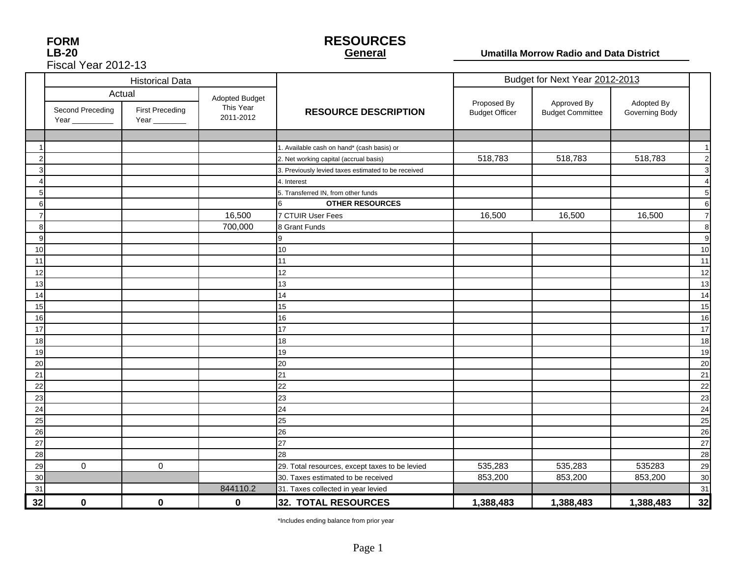**FORM**
**LB-20**
Fiscal Year 2012-13

# RESOURCES
## General

**Umatilla Morrow Radio and Data District**

| | Historical Data | | | | Budget for Next Year 2012-2013 | | | |
|---|---|---|---|---|---|---|---|---|
| | Actual | | Adopted Budget This Year 2011-2012 | RESOURCE DESCRIPTION | Proposed By Budget Officer | Approved By Budget Committee | Adopted By Governing Body | |
| | Second Preceding Year __________ | First Preceding Year ________ | | | | | | |
| 1 | | | | 1. Available cash on hand* (cash basis) or | | | | 1 |
| 2 | | | | 2. Net working capital (accrual basis) | 518,783 | 518,783 | 518,783 | 2 |
| 3 | | | | 3. Previously levied taxes estimated to be received | | | | 3 |
| 4 | | | | 4. Interest | | | | 4 |
| 5 | | | | 5. Transferred IN, from other funds | | | | 5 |
| 6 | | | | 6 **OTHER RESOURCES** | | | | 6 |
| 7 | | | 16,500 | 7 CTUIR User Fees | 16,500 | 16,500 | 16,500 | 7 |
| 8 | | | 700,000 | 8 Grant Funds | | | | 8 |
| 9 | | | | 9 | | | | 9 |
| 10 | | | | 10 | | | | 10 |
| 11 | | | | 11 | | | | 11 |
| 12 | | | | 12 | | | | 12 |
| 13 | | | | 13 | | | | 13 |
| 14 | | | | 14 | | | | 14 |
| 15 | | | | 15 | | | | 15 |
| 16 | | | | 16 | | | | 16 |
| 17 | | | | 17 | | | | 17 |
| 18 | | | | 18 | | | | 18 |
| 19 | | | | 19 | | | | 19 |
| 20 | | | | 20 | | | | 20 |
| 21 | | | | 21 | | | | 21 |
| 22 | | | | 22 | | | | 22 |
| 23 | | | | 23 | | | | 23 |
| 24 | | | | 24 | | | | 24 |
| 25 | | | | 25 | | | | 25 |
| 26 | | | | 26 | | | | 26 |
| 27 | | | | 27 | | | | 27 |
| 28 | | | | 28 | | | | 28 |
| 29 | 0 | 0 | | 29. Total resources, except taxes to be levied | 535,283 | 535,283 | 535283 | 29 |
| 30 | | | | 30. Taxes estimated to be received | 853,200 | 853,200 | 853,200 | 30 |
| 31 | | | 844110.2 | 31. Taxes collected in year levied | | | | 31 |
| **32** | **0** | **0** | **0** | **32. TOTAL RESOURCES** | **1,388,483** | **1,388,483** | **1,388,483** | **32** |

*Includes ending balance from prior year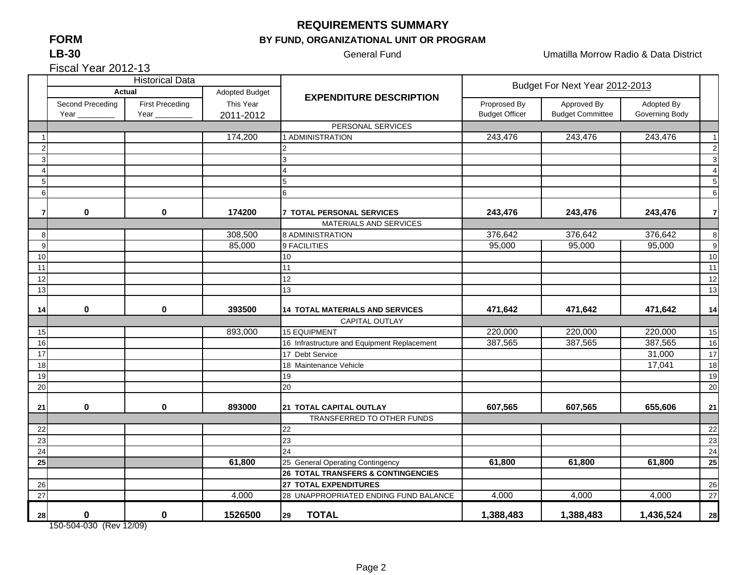# REQUIREMENTS SUMMARY

**FORM LB-30**

**BY FUND, ORGANIZATIONAL UNIT OR PROGRAM**

General Fund

Umatilla Morrow Radio & Data District

Fiscal Year 2012-13

| | Historical Data | | | EXPENDITURE DESCRIPTION | Budget For Next Year 2012-2013 | | | |
|---|---|---|---|---|---|---|---|---|
| | Actual | | Adopted Budget | | | | | |
| | Second Preceding Year _________ | First Preceding Year _________ | This Year 2011-2012 | | Proprosed By Budget Officer | Approved By Budget Committee | Adopted By Governing Body | |
| | | | | PERSONAL SERVICES | | | | |
| 1 | | | 174,200 | 1 ADMINISTRATION | 243,476 | 243,476 | 243,476 | 1 |
| 2 | | | | 2 | | | | 2 |
| 3 | | | | 3 | | | | 3 |
| 4 | | | | 4 | | | | 4 |
| 5 | | | | 5 | | | | 5 |
| 6 | | | | 6 | | | | 6 |
| **7** | **0** | **0** | **174200** | **7 TOTAL PERSONAL SERVICES** | **243,476** | **243,476** | **243,476** | **7** |
| | | | | MATERIALS AND SERVICES | | | | |
| 8 | | | 308,500 | 8 ADMINISTRATION | 376,642 | 376,642 | 376,642 | 8 |
| 9 | | | 85,000 | 9 FACILITIES | 95,000 | 95,000 | 95,000 | 9 |
| 10 | | | | 10 | | | | 10 |
| 11 | | | | 11 | | | | 11 |
| 12 | | | | 12 | | | | 12 |
| 13 | | | | 13 | | | | 13 |
| **14** | **0** | **0** | **393500** | **14 TOTAL MATERIALS AND SERVICES** | **471,642** | **471,642** | **471,642** | **14** |
| | | | | CAPITAL OUTLAY | | | | |
| 15 | | | 893,000 | 15 EQUIPMENT | 220,000 | 220,000 | 220,000 | 15 |
| 16 | | | | 16 Infrastructure and Equipment Replacement | 387,565 | 387,565 | 387,565 | 16 |
| 17 | | | | 17 Debt Service | | | 31,000 | 17 |
| 18 | | | | 18 Maintenance Vehicle | | | 17,041 | 18 |
| 19 | | | | 19 | | | | 19 |
| 20 | | | | 20 | | | | 20 |
| **21** | **0** | **0** | **893000** | **21 TOTAL CAPITAL OUTLAY** | **607,565** | **607,565** | **655,606** | **21** |
| | | | | TRANSFERRED TO OTHER FUNDS | | | | |
| 22 | | | | 22 | | | | 22 |
| 23 | | | | 23 | | | | 23 |
| 24 | | | | 24 | | | | 24 |
| **25** | | | **61,800** | 25 General Operating Contingency | **61,800** | **61,800** | **61,800** | **25** |
| | | | | **26 TOTAL TRANSFERS & CONTINGENCIES** | | | | |
| 26 | | | | **27 TOTAL EXPENDITURES** | | | | 26 |
| 27 | | | 4,000 | 28 UNAPPROPRIATED ENDING FUND BALANCE | 4,000 | 4,000 | 4,000 | 27 |
| **28** | **0** | **0** | **1526500** | 29 **TOTAL** | **1,388,483** | **1,388,483** | **1,436,524** | **28** |

150-504-030 (Rev 12/09)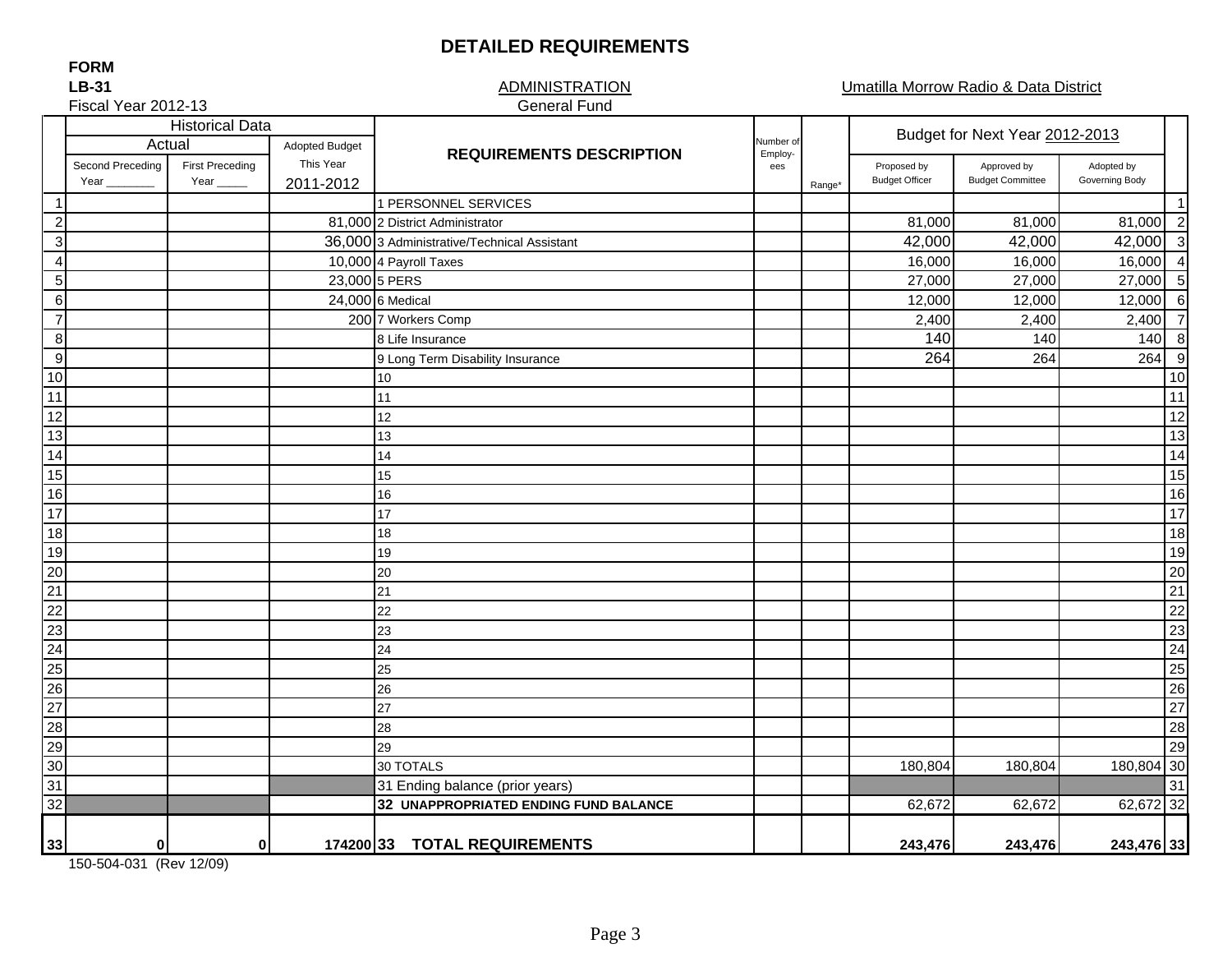# DETAILED REQUIREMENTS

**FORM**
**LB-31**
Fiscal Year 2012-13

ADMINISTRATION
General Fund

Umatilla Morrow Radio & Data District

| | Historical Data | | | REQUIREMENTS DESCRIPTION | Number of Employees | Range* | Budget for Next Year 2012-2013 | | | |
|---|---|---|---|---|---|---|---|---|---|---|
| | Actual | | Adopted Budget | | | | | | | |
| | Second Preceding Year ________ | First Preceding Year _____ | This Year 2011-2012 | | | | Proposed by Budget Officer | Approved by Budget Committee | Adopted by Governing Body | |
| 1 | | | | 1 PERSONNEL SERVICES | | | | | | 1 |
| 2 | | | 81,000 | 2 District Administrator | | | 81,000 | 81,000 | 81,000 | 2 |
| 3 | | | 36,000 | 3 Administrative/Technical Assistant | | | 42,000 | 42,000 | 42,000 | 3 |
| 4 | | | 10,000 | 4 Payroll Taxes | | | 16,000 | 16,000 | 16,000 | 4 |
| 5 | | | 23,000 | 5 PERS | | | 27,000 | 27,000 | 27,000 | 5 |
| 6 | | | 24,000 | 6 Medical | | | 12,000 | 12,000 | 12,000 | 6 |
| 7 | | | 200 | 7 Workers Comp | | | 2,400 | 2,400 | 2,400 | 7 |
| 8 | | | | 8 Life Insurance | | | 140 | 140 | 140 | 8 |
| 9 | | | | 9 Long Term Disability Insurance | | | 264 | 264 | 264 | 9 |
| 10 | | | | 10 | | | | | | 10 |
| 11 | | | | 11 | | | | | | 11 |
| 12 | | | | 12 | | | | | | 12 |
| 13 | | | | 13 | | | | | | 13 |
| 14 | | | | 14 | | | | | | 14 |
| 15 | | | | 15 | | | | | | 15 |
| 16 | | | | 16 | | | | | | 16 |
| 17 | | | | 17 | | | | | | 17 |
| 18 | | | | 18 | | | | | | 18 |
| 19 | | | | 19 | | | | | | 19 |
| 20 | | | | 20 | | | | | | 20 |
| 21 | | | | 21 | | | | | | 21 |
| 22 | | | | 22 | | | | | | 22 |
| 23 | | | | 23 | | | | | | 23 |
| 24 | | | | 24 | | | | | | 24 |
| 25 | | | | 25 | | | | | | 25 |
| 26 | | | | 26 | | | | | | 26 |
| 27 | | | | 27 | | | | | | 27 |
| 28 | | | | 28 | | | | | | 28 |
| 29 | | | | 29 | | | | | | 29 |
| 30 | | | | 30 TOTALS | | | 180,804 | 180,804 | 180,804 | 30 |
| 31 | | | | 31 Ending balance (prior years) | | | | | | 31 |
| 32 | | | | **32 UNAPPROPRIATED ENDING FUND BALANCE** | | | 62,672 | 62,672 | 62,672 | 32 |
| **33** | **0** | **0** | **174200** | **33 TOTAL REQUIREMENTS** | | | **243,476** | **243,476** | **243,476** | **33** |

150-504-031 (Rev 12/09)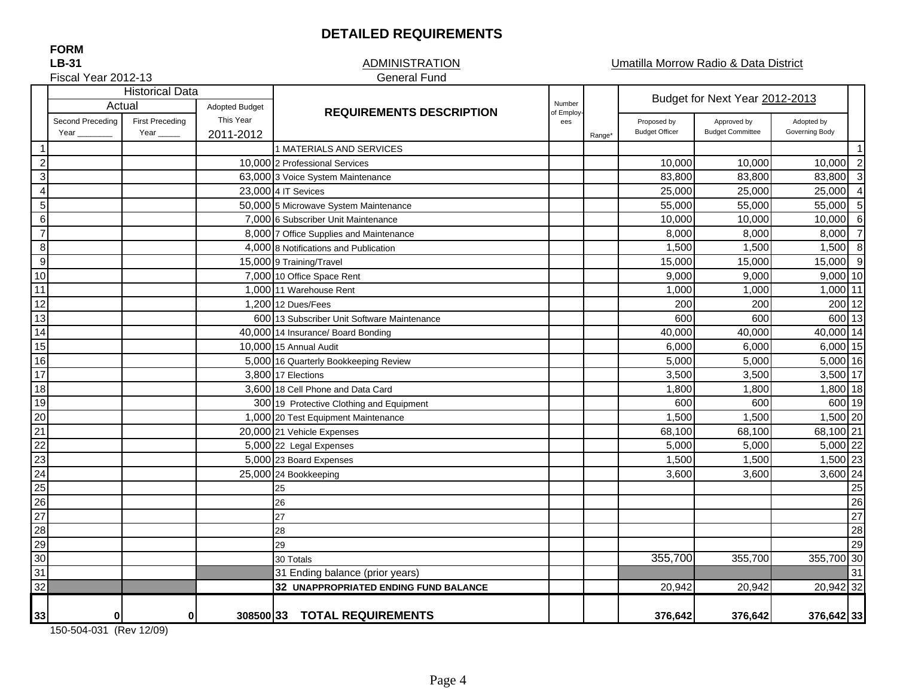# DETAILED REQUIREMENTS

**FORM**
**LB-31**
Fiscal Year 2012-13

ADMINISTRATION
General Fund

Umatilla Morrow Radio & Data District

| | Historical Data | | | REQUIREMENTS DESCRIPTION | Number of Employees | Range* | Budget for Next Year 2012-2013 | | | |
|---|---|---|---|---|---|---|---|---|---|---|
| | Actual | | Adopted Budget | | | | | | | |
| | Second Preceding Year _______ | First Preceding Year _____ | This Year 2011-2012 | | | | Proposed by Budget Officer | Approved by Budget Committee | Adopted by Governing Body | |
| 1 | | | | 1 MATERIALS AND SERVICES | | | | | | 1 |
| 2 | | | 10,000 | 2 Professional Services | | | 10,000 | 10,000 | 10,000 | 2 |
| 3 | | | 63,000 | 3 Voice System Maintenance | | | 83,800 | 83,800 | 83,800 | 3 |
| 4 | | | 23,000 | 4 IT Sevices | | | 25,000 | 25,000 | 25,000 | 4 |
| 5 | | | 50,000 | 5 Microwave System Maintenance | | | 55,000 | 55,000 | 55,000 | 5 |
| 6 | | | 7,000 | 6 Subscriber Unit Maintenance | | | 10,000 | 10,000 | 10,000 | 6 |
| 7 | | | 8,000 | 7 Office Supplies and Maintenance | | | 8,000 | 8,000 | 8,000 | 7 |
| 8 | | | 4,000 | 8 Notifications and Publication | | | 1,500 | 1,500 | 1,500 | 8 |
| 9 | | | 15,000 | 9 Training/Travel | | | 15,000 | 15,000 | 15,000 | 9 |
| 10 | | | 7,000 | 10 Office Space Rent | | | 9,000 | 9,000 | 9,000 | 10 |
| 11 | | | 1,000 | 11 Warehouse Rent | | | 1,000 | 1,000 | 1,000 | 11 |
| 12 | | | 1,200 | 12 Dues/Fees | | | 200 | 200 | 200 | 12 |
| 13 | | | 600 | 13 Subscriber Unit Software Maintenance | | | 600 | 600 | 600 | 13 |
| 14 | | | 40,000 | 14 Insurance/ Board Bonding | | | 40,000 | 40,000 | 40,000 | 14 |
| 15 | | | 10,000 | 15 Annual Audit | | | 6,000 | 6,000 | 6,000 | 15 |
| 16 | | | 5,000 | 16 Quarterly Bookkeeping Review | | | 5,000 | 5,000 | 5,000 | 16 |
| 17 | | | 3,800 | 17 Elections | | | 3,500 | 3,500 | 3,500 | 17 |
| 18 | | | 3,600 | 18 Cell Phone and Data Card | | | 1,800 | 1,800 | 1,800 | 18 |
| 19 | | | 300 | 19 Protective Clothing and Equipment | | | 600 | 600 | 600 | 19 |
| 20 | | | 1,000 | 20 Test Equipment Maintenance | | | 1,500 | 1,500 | 1,500 | 20 |
| 21 | | | 20,000 | 21 Vehicle Expenses | | | 68,100 | 68,100 | 68,100 | 21 |
| 22 | | | 5,000 | 22 Legal Expenses | | | 5,000 | 5,000 | 5,000 | 22 |
| 23 | | | 5,000 | 23 Board Expenses | | | 1,500 | 1,500 | 1,500 | 23 |
| 24 | | | 25,000 | 24 Bookkeeping | | | 3,600 | 3,600 | 3,600 | 24 |
| 25 | | | | 25 | | | | | | 25 |
| 26 | | | | 26 | | | | | | 26 |
| 27 | | | | 27 | | | | | | 27 |
| 28 | | | | 28 | | | | | | 28 |
| 29 | | | | 29 | | | | | | 29 |
| 30 | | | | 30 Totals | | | 355,700 | 355,700 | 355,700 | 30 |
| 31 | | | | 31 Ending balance (prior years) | | | | | | 31 |
| 32 | | | | **32 UNAPPROPRIATED ENDING FUND BALANCE** | | | 20,942 | 20,942 | 20,942 | 32 |
| **33** | **0** | **0** | **308500** | **33 TOTAL REQUIREMENTS** | | | **376,642** | **376,642** | **376,642** | **33** |

150-504-031 (Rev 12/09)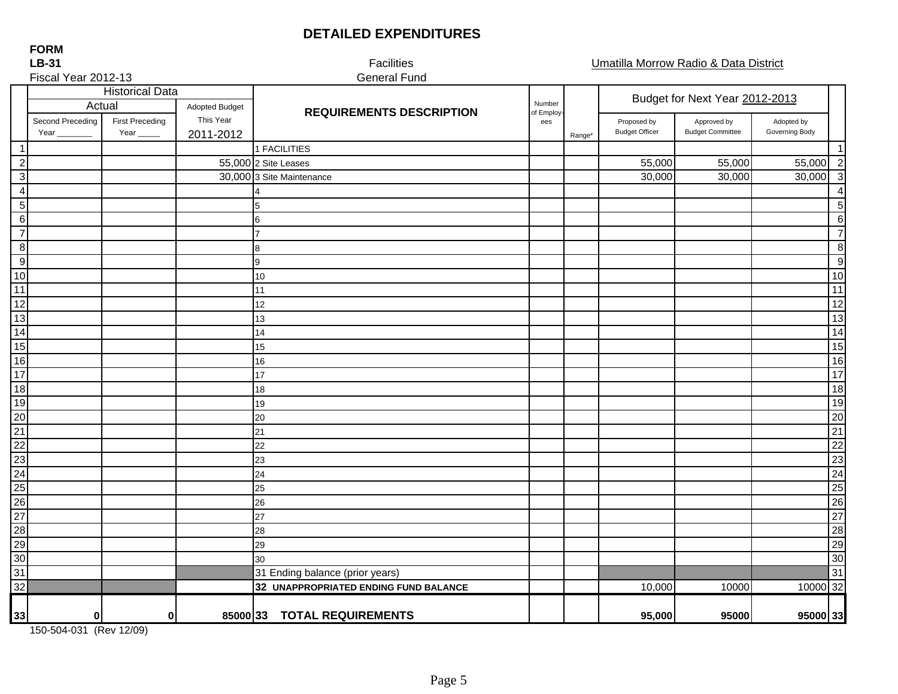# DETAILED EXPENDITURES

**FORM**
**LB-31**
Fiscal Year 2012-13

Facilities
General Fund

Umatilla Morrow Radio & Data District

| | Historical Data | | | REQUIREMENTS DESCRIPTION | Number of Employees | Range* | Budget for Next Year 2012-2013 | | | |
|---|---|---|---|---|---|---|---|---|---|---|
| | Actual | | Adopted Budget | | | | | | | |
| | Second Preceding Year _______ | First Preceding Year _____ | This Year 2011-2012 | | | | Proposed by Budget Officer | Approved by Budget Committee | Adopted by Governing Body | |
| 1 | | | | 1 FACILITIES | | | | | | 1 |
| 2 | | | 55,000 | 2 Site Leases | | | 55,000 | 55,000 | 55,000 | 2 |
| 3 | | | 30,000 | 3 Site Maintenance | | | 30,000 | 30,000 | 30,000 | 3 |
| 4 | | | | 4 | | | | | | 4 |
| 5 | | | | 5 | | | | | | 5 |
| 6 | | | | 6 | | | | | | 6 |
| 7 | | | | 7 | | | | | | 7 |
| 8 | | | | 8 | | | | | | 8 |
| 9 | | | | 9 | | | | | | 9 |
| 10 | | | | 10 | | | | | | 10 |
| 11 | | | | 11 | | | | | | 11 |
| 12 | | | | 12 | | | | | | 12 |
| 13 | | | | 13 | | | | | | 13 |
| 14 | | | | 14 | | | | | | 14 |
| 15 | | | | 15 | | | | | | 15 |
| 16 | | | | 16 | | | | | | 16 |
| 17 | | | | 17 | | | | | | 17 |
| 18 | | | | 18 | | | | | | 18 |
| 19 | | | | 19 | | | | | | 19 |
| 20 | | | | 20 | | | | | | 20 |
| 21 | | | | 21 | | | | | | 21 |
| 22 | | | | 22 | | | | | | 22 |
| 23 | | | | 23 | | | | | | 23 |
| 24 | | | | 24 | | | | | | 24 |
| 25 | | | | 25 | | | | | | 25 |
| 26 | | | | 26 | | | | | | 26 |
| 27 | | | | 27 | | | | | | 27 |
| 28 | | | | 28 | | | | | | 28 |
| 29 | | | | 29 | | | | | | 29 |
| 30 | | | | 30 | | | | | | 30 |
| 31 | | | | 31 Ending balance (prior years) | | | | | | 31 |
| 32 | | | | **32 UNAPPROPRIATED ENDING FUND BALANCE** | | | 10,000 | 10000 | 10000 | 32 |
| **33** | **0** | **0** | **85000** | **33 TOTAL REQUIREMENTS** | | | **95,000** | **95000** | **95000** | **33** |

150-504-031 (Rev 12/09)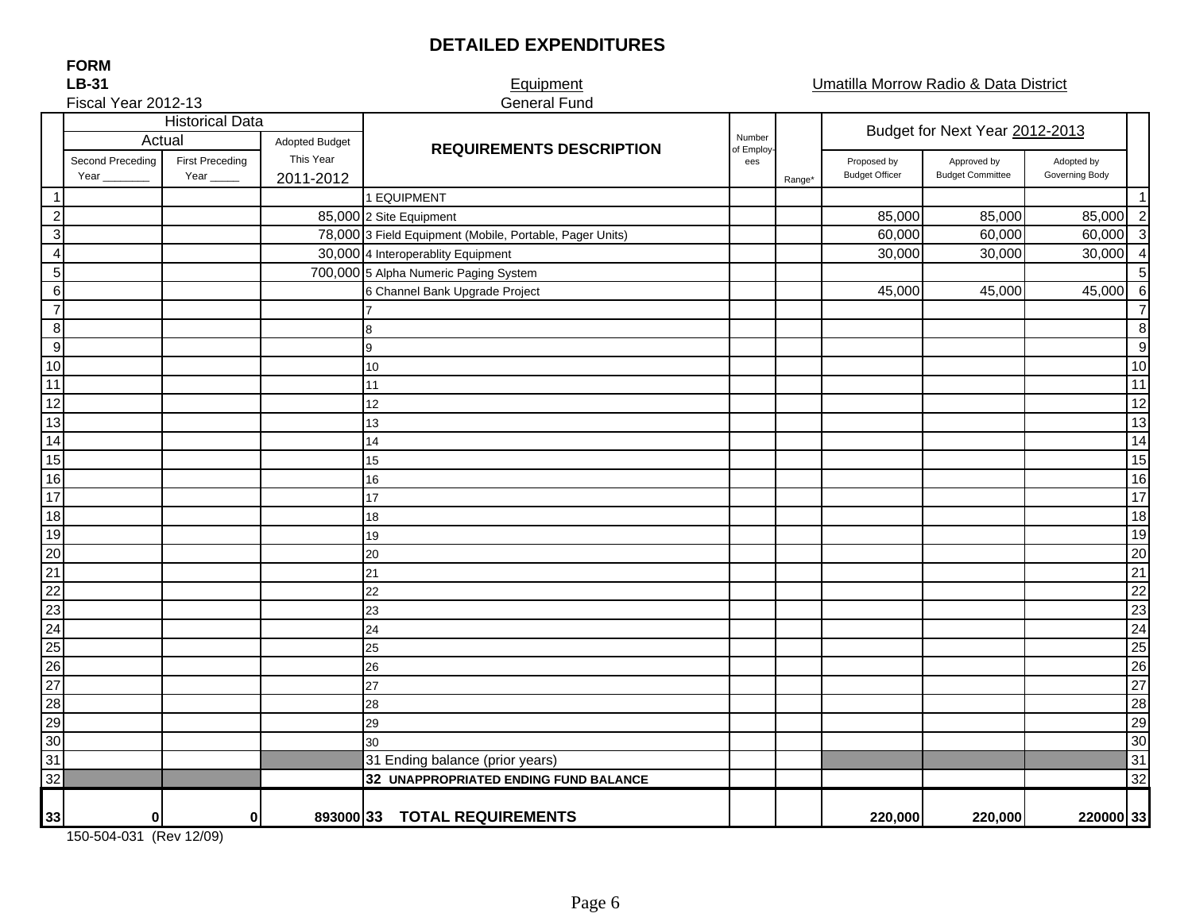# DETAILED EXPENDITURES

**FORM**
**LB-31**
Fiscal Year 2012-13

Equipment
General Fund

Umatilla Morrow Radio & Data District

| | Historical Data | | | REQUIREMENTS DESCRIPTION | Number of Employees | Range* | Budget for Next Year 2012-2013 | | | |
|---|---|---|---|---|---|---|---|---|---|---|
| | Actual | | Adopted Budget | | | | | | | |
| | Second Preceding Year _______ | First Preceding Year _____ | This Year 2011-2012 | | | | Proposed by Budget Officer | Approved by Budget Committee | Adopted by Governing Body | |
| 1 | | | | 1 EQUIPMENT | | | | | | 1 |
| 2 | | | 85,000 | 2 Site Equipment | | | 85,000 | 85,000 | 85,000 | 2 |
| 3 | | | 78,000 | 3 Field Equipment (Mobile, Portable, Pager Units) | | | 60,000 | 60,000 | 60,000 | 3 |
| 4 | | | 30,000 | 4 Interoperablity Equipment | | | 30,000 | 30,000 | 30,000 | 4 |
| 5 | | | 700,000 | 5 Alpha Numeric Paging System | | | | | | 5 |
| 6 | | | | 6 Channel Bank Upgrade Project | | | 45,000 | 45,000 | 45,000 | 6 |
| 7 | | | | 7 | | | | | | 7 |
| 8 | | | | 8 | | | | | | 8 |
| 9 | | | | 9 | | | | | | 9 |
| 10 | | | | 10 | | | | | | 10 |
| 11 | | | | 11 | | | | | | 11 |
| 12 | | | | 12 | | | | | | 12 |
| 13 | | | | 13 | | | | | | 13 |
| 14 | | | | 14 | | | | | | 14 |
| 15 | | | | 15 | | | | | | 15 |
| 16 | | | | 16 | | | | | | 16 |
| 17 | | | | 17 | | | | | | 17 |
| 18 | | | | 18 | | | | | | 18 |
| 19 | | | | 19 | | | | | | 19 |
| 20 | | | | 20 | | | | | | 20 |
| 21 | | | | 21 | | | | | | 21 |
| 22 | | | | 22 | | | | | | 22 |
| 23 | | | | 23 | | | | | | 23 |
| 24 | | | | 24 | | | | | | 24 |
| 25 | | | | 25 | | | | | | 25 |
| 26 | | | | 26 | | | | | | 26 |
| 27 | | | | 27 | | | | | | 27 |
| 28 | | | | 28 | | | | | | 28 |
| 29 | | | | 29 | | | | | | 29 |
| 30 | | | | 30 | | | | | | 30 |
| 31 | | | | 31 Ending balance (prior years) | | | | | | 31 |
| 32 | | | | **32 UNAPPROPRIATED ENDING FUND BALANCE** | | | | | | 32 |
| 33 | **0** | **0** | **893000** | **33 TOTAL REQUIREMENTS** | | | **220,000** | **220,000** | **220000** | 33 |

150-504-031 (Rev 12/09)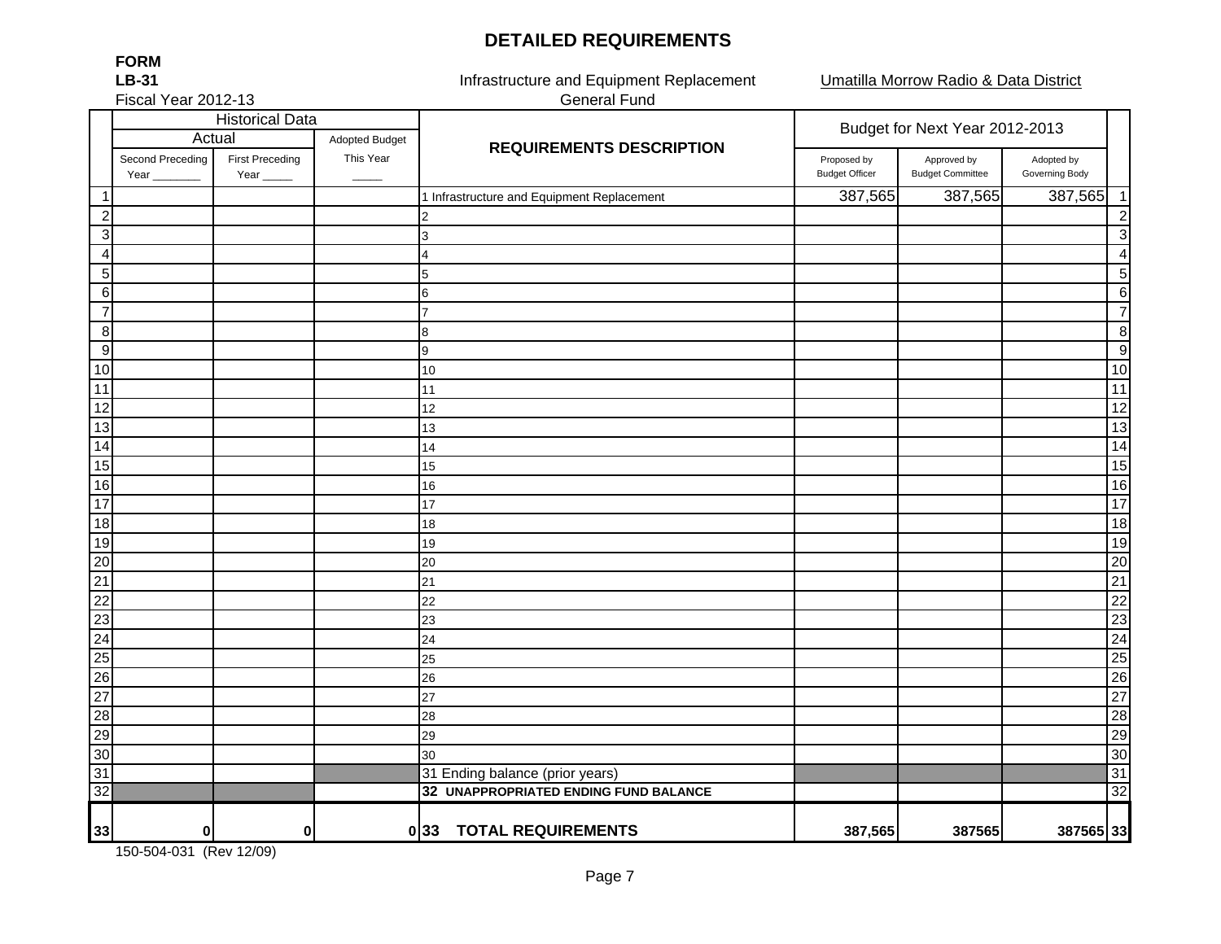# DETAILED REQUIREMENTS

**FORM**
**LB-31**
Fiscal Year 2012-13

Infrastructure and Equipment Replacement
General Fund

Umatilla Morrow Radio & Data District

| | Historical Data | | | REQUIREMENTS DESCRIPTION | Budget for Next Year 2012-2013 | | | |
|---|---|---|---|---|---|---|---|---|
| | Actual | | Adopted Budget | | | | | |
| | Second Preceding Year ________ | First Preceding Year _____ | This Year _____ | | Proposed by Budget Officer | Approved by Budget Committee | Adopted by Governing Body | |
| 1 | | | | 1 Infrastructure and Equipment Replacement | 387,565 | 387,565 | 387,565 | 1 |
| 2 | | | | 2 | | | | 2 |
| 3 | | | | 3 | | | | 3 |
| 4 | | | | 4 | | | | 4 |
| 5 | | | | 5 | | | | 5 |
| 6 | | | | 6 | | | | 6 |
| 7 | | | | 7 | | | | 7 |
| 8 | | | | 8 | | | | 8 |
| 9 | | | | 9 | | | | 9 |
| 10 | | | | 10 | | | | 10 |
| 11 | | | | 11 | | | | 11 |
| 12 | | | | 12 | | | | 12 |
| 13 | | | | 13 | | | | 13 |
| 14 | | | | 14 | | | | 14 |
| 15 | | | | 15 | | | | 15 |
| 16 | | | | 16 | | | | 16 |
| 17 | | | | 17 | | | | 17 |
| 18 | | | | 18 | | | | 18 |
| 19 | | | | 19 | | | | 19 |
| 20 | | | | 20 | | | | 20 |
| 21 | | | | 21 | | | | 21 |
| 22 | | | | 22 | | | | 22 |
| 23 | | | | 23 | | | | 23 |
| 24 | | | | 24 | | | | 24 |
| 25 | | | | 25 | | | | 25 |
| 26 | | | | 26 | | | | 26 |
| 27 | | | | 27 | | | | 27 |
| 28 | | | | 28 | | | | 28 |
| 29 | | | | 29 | | | | 29 |
| 30 | | | | 30 | | | | 30 |
| 31 | | | | 31 Ending balance (prior years) | | | | 31 |
| 32 | | | | **32 UNAPPROPRIATED ENDING FUND BALANCE** | | | | 32 |
| **33** | **0** | **0** | **0** | **33 TOTAL REQUIREMENTS** | **387,565** | **387565** | **387565** | **33** |

150-504-031 (Rev 12/09)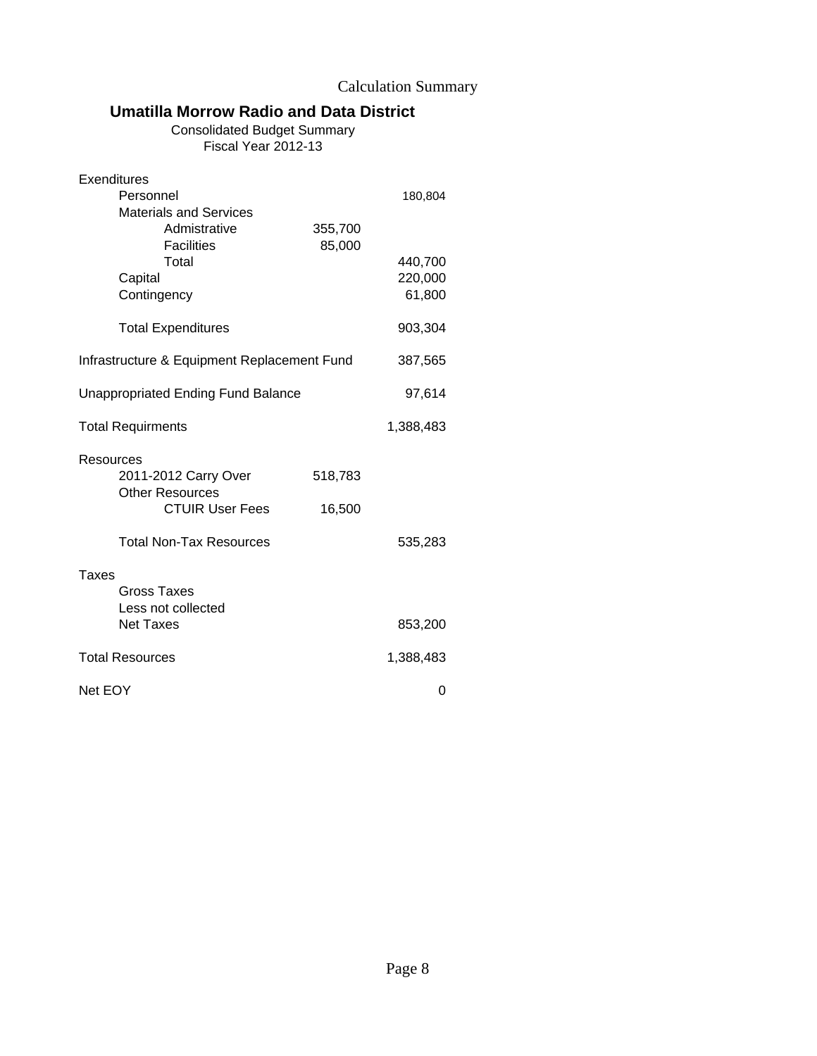Calculation Summary

## Umatilla Morrow Radio and Data District

Consolidated Budget Summary
Fiscal Year 2012-13

| | | |
|---|---|---|
| Exenditures | | |
| Personnel | | 180,804 |
| Materials and Services | | |
| Admistrative | 355,700 | |
| Facilities | 85,000 | |
| Total | | 440,700 |
| Capital | | 220,000 |
| Contingency | | 61,800 |
| Total Expenditures | | 903,304 |
| Infrastructure & Equipment Replacement Fund | | 387,565 |
| Unappropriated Ending Fund Balance | | 97,614 |
| Total Requirments | | 1,388,483 |
| Resources | | |
| 2011-2012 Carry Over | 518,783 | |
| Other Resources | | |
| CTUIR User Fees | 16,500 | |
| Total Non-Tax Resources | | 535,283 |
| Taxes | | |
| Gross Taxes | | |
| Less not collected | | |
| Net Taxes | | 853,200 |
| Total Resources | | 1,388,483 |
| Net EOY | | 0 |